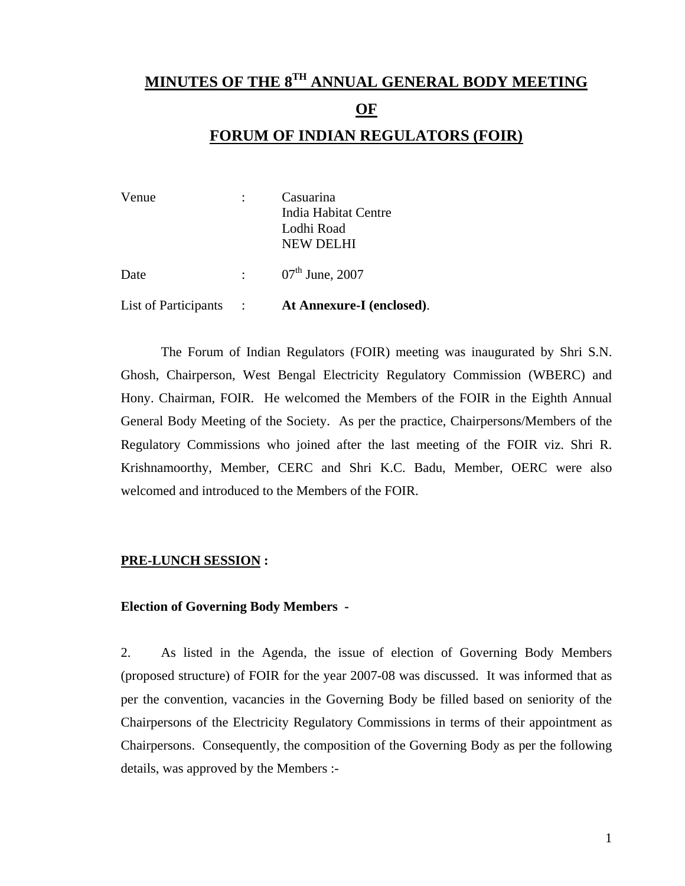# MINUTES OF THE 8TH ANNUAL GENERAL BODY MEETING OF FORUM OF INDIAN REGULATORS (FOIR)

| | | |
|---|---|---|
| Venue | : | Casuarina<br>India Habitat Centre<br>Lodhi Road<br>NEW DELHI |
| Date | : | 07th June, 2007 |
| List of Participants | : | **At Annexure-I (enclosed)**. |

The Forum of Indian Regulators (FOIR) meeting was inaugurated by Shri S.N. Ghosh, Chairperson, West Bengal Electricity Regulatory Commission (WBERC) and Hony. Chairman, FOIR. He welcomed the Members of the FOIR in the Eighth Annual General Body Meeting of the Society. As per the practice, Chairpersons/Members of the Regulatory Commissions who joined after the last meeting of the FOIR viz. Shri R. Krishnamoorthy, Member, CERC and Shri K.C. Badu, Member, OERC were also welcomed and introduced to the Members of the FOIR.

## PRE-LUNCH SESSION :

### Election of Governing Body Members -

2. As listed in the Agenda, the issue of election of Governing Body Members (proposed structure) of FOIR for the year 2007-08 was discussed. It was informed that as per the convention, vacancies in the Governing Body be filled based on seniority of the Chairpersons of the Electricity Regulatory Commissions in terms of their appointment as Chairpersons. Consequently, the composition of the Governing Body as per the following details, was approved by the Members :-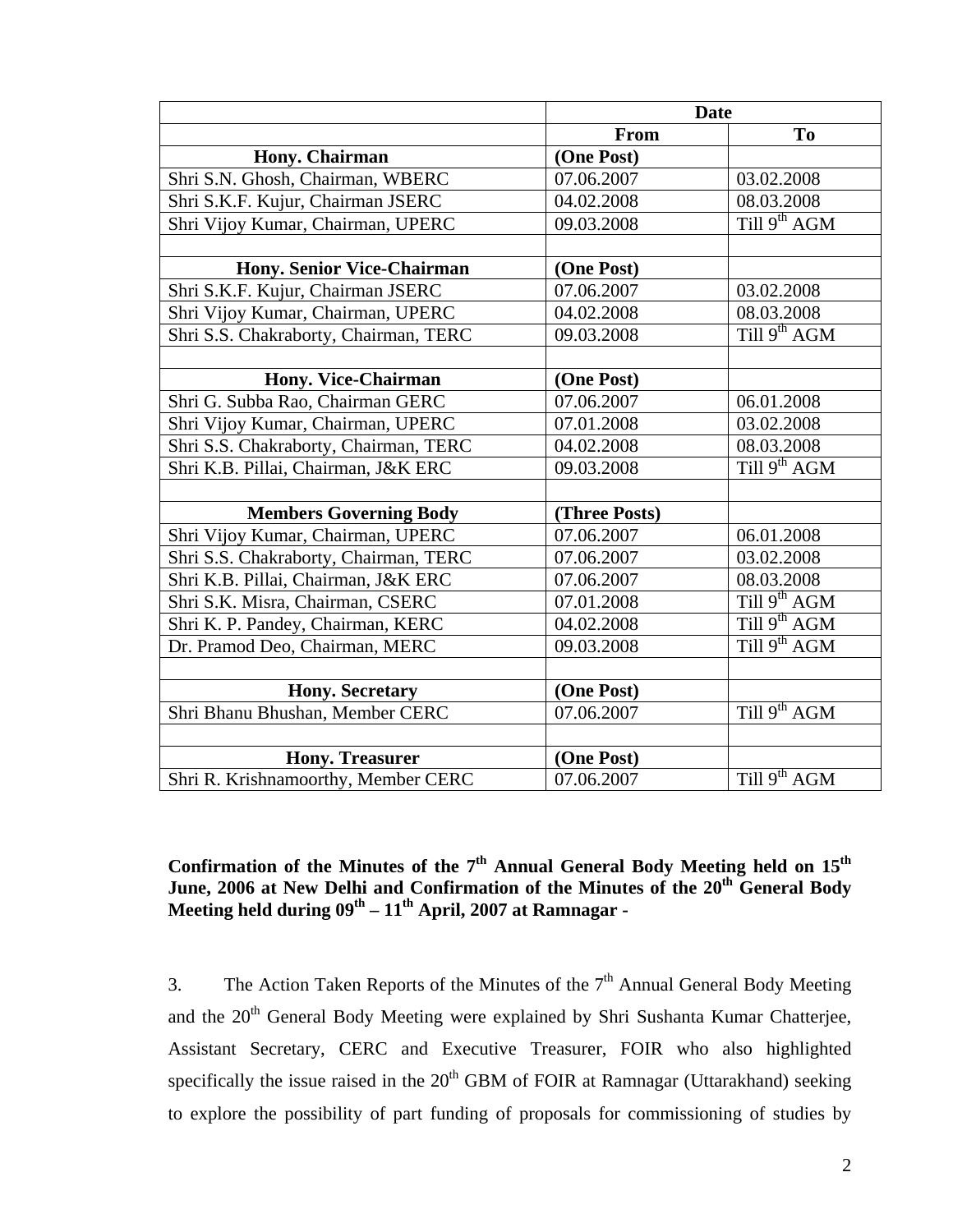| | Date | |
|---|---|---|
| | **From** | **To** |
| **Hony. Chairman** | **(One Post)** | |
| Shri S.N. Ghosh, Chairman, WBERC | 07.06.2007 | 03.02.2008 |
| Shri S.K.F. Kujur, Chairman JSERC | 04.02.2008 | 08.03.2008 |
| Shri Vijoy Kumar, Chairman, UPERC | 09.03.2008 | Till 9th AGM |
| | | |
| **Hony. Senior Vice-Chairman** | **(One Post)** | |
| Shri S.K.F. Kujur, Chairman JSERC | 07.06.2007 | 03.02.2008 |
| Shri Vijoy Kumar, Chairman, UPERC | 04.02.2008 | 08.03.2008 |
| Shri S.S. Chakraborty, Chairman, TERC | 09.03.2008 | Till 9th AGM |
| | | |
| **Hony. Vice-Chairman** | **(One Post)** | |
| Shri G. Subba Rao, Chairman GERC | 07.06.2007 | 06.01.2008 |
| Shri Vijoy Kumar, Chairman, UPERC | 07.01.2008 | 03.02.2008 |
| Shri S.S. Chakraborty, Chairman, TERC | 04.02.2008 | 08.03.2008 |
| Shri K.B. Pillai, Chairman, J&K ERC | 09.03.2008 | Till 9th AGM |
| | | |
| **Members Governing Body** | **(Three Posts)** | |
| Shri Vijoy Kumar, Chairman, UPERC | 07.06.2007 | 06.01.2008 |
| Shri S.S. Chakraborty, Chairman, TERC | 07.06.2007 | 03.02.2008 |
| Shri K.B. Pillai, Chairman, J&K ERC | 07.06.2007 | 08.03.2008 |
| Shri S.K. Misra, Chairman, CSERC | 07.01.2008 | Till 9th AGM |
| Shri K. P. Pandey, Chairman, KERC | 04.02.2008 | Till 9th AGM |
| Dr. Pramod Deo, Chairman, MERC | 09.03.2008 | Till 9th AGM |
| | | |
| **Hony. Secretary** | **(One Post)** | |
| Shri Bhanu Bhushan, Member CERC | 07.06.2007 | Till 9th AGM |
| | | |
| **Hony. Treasurer** | **(One Post)** | |
| Shri R. Krishnamoorthy, Member CERC | 07.06.2007 | Till 9th AGM |

**Confirmation of the Minutes of the 7th Annual General Body Meeting held on 15th June, 2006 at New Delhi and Confirmation of the Minutes of the 20th General Body Meeting held during 09th – 11th April, 2007 at Ramnagar -**

3. The Action Taken Reports of the Minutes of the 7th Annual General Body Meeting and the 20th General Body Meeting were explained by Shri Sushanta Kumar Chatterjee, Assistant Secretary, CERC and Executive Treasurer, FOIR who also highlighted specifically the issue raised in the 20th GBM of FOIR at Ramnagar (Uttarakhand) seeking to explore the possibility of part funding of proposals for commissioning of studies by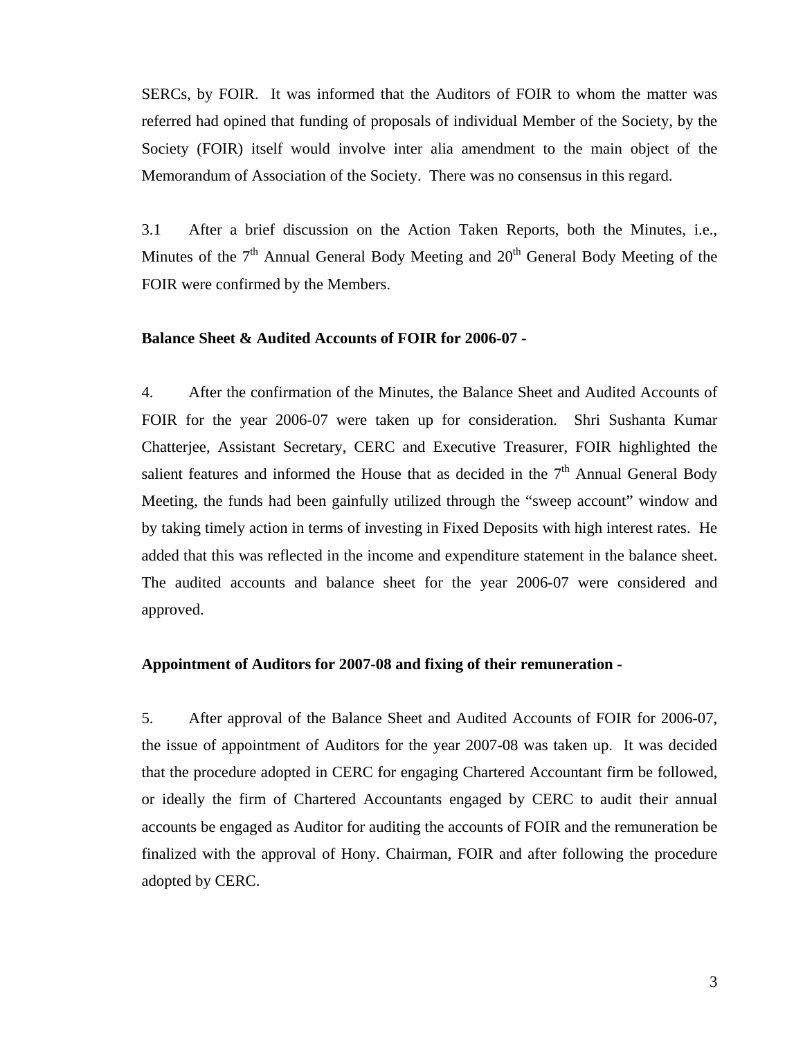SERCs, by FOIR. It was informed that the Auditors of FOIR to whom the matter was referred had opined that funding of proposals of individual Member of the Society, by the Society (FOIR) itself would involve inter alia amendment to the main object of the Memorandum of Association of the Society. There was no consensus in this regard.

3.1 After a brief discussion on the Action Taken Reports, both the Minutes, i.e., Minutes of the 7th Annual General Body Meeting and 20th General Body Meeting of the FOIR were confirmed by the Members.

**Balance Sheet & Audited Accounts of FOIR for 2006-07 -**

4. After the confirmation of the Minutes, the Balance Sheet and Audited Accounts of FOIR for the year 2006-07 were taken up for consideration. Shri Sushanta Kumar Chatterjee, Assistant Secretary, CERC and Executive Treasurer, FOIR highlighted the salient features and informed the House that as decided in the 7th Annual General Body Meeting, the funds had been gainfully utilized through the "sweep account" window and by taking timely action in terms of investing in Fixed Deposits with high interest rates. He added that this was reflected in the income and expenditure statement in the balance sheet. The audited accounts and balance sheet for the year 2006-07 were considered and approved.

**Appointment of Auditors for 2007-08 and fixing of their remuneration -**

5. After approval of the Balance Sheet and Audited Accounts of FOIR for 2006-07, the issue of appointment of Auditors for the year 2007-08 was taken up. It was decided that the procedure adopted in CERC for engaging Chartered Accountant firm be followed, or ideally the firm of Chartered Accountants engaged by CERC to audit their annual accounts be engaged as Auditor for auditing the accounts of FOIR and the remuneration be finalized with the approval of Hony. Chairman, FOIR and after following the procedure adopted by CERC.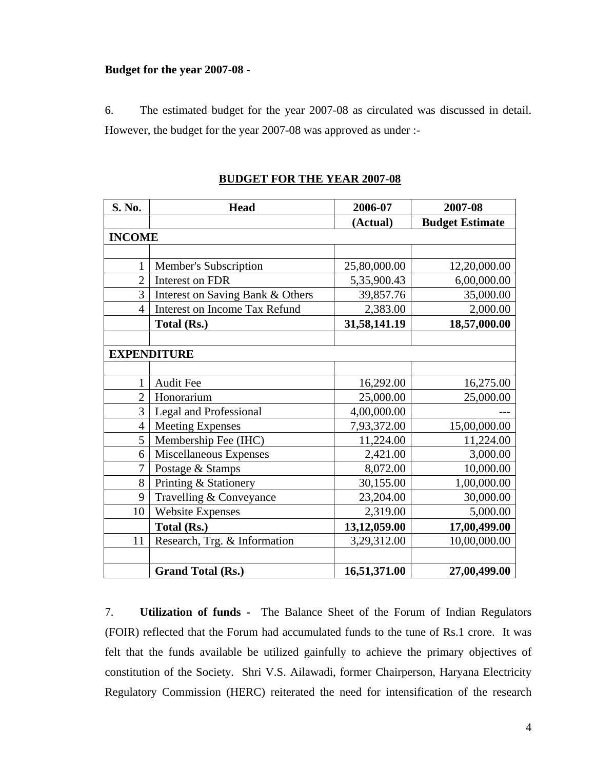**Budget for the year 2007-08 -**

6. The estimated budget for the year 2007-08 as circulated was discussed in detail. However, the budget for the year 2007-08 was approved as under :-

**BUDGET FOR THE YEAR 2007-08**

| S. No. | Head | 2006-07 | 2007-08 |
|---|---|---|---|
| | | (Actual) | Budget Estimate |
| **INCOME** | | | |
| | | | |
| 1 | Member's Subscription | 25,80,000.00 | 12,20,000.00 |
| 2 | Interest on FDR | 5,35,900.43 | 6,00,000.00 |
| 3 | Interest on Saving Bank & Others | 39,857.76 | 35,000.00 |
| 4 | Interest on Income Tax Refund | 2,383.00 | 2,000.00 |
| | **Total (Rs.)** | **31,58,141.19** | **18,57,000.00** |
| | | | |
| **EXPENDITURE** | | | |
| | | | |
| 1 | Audit Fee | 16,292.00 | 16,275.00 |
| 2 | Honorarium | 25,000.00 | 25,000.00 |
| 3 | Legal and Professional | 4,00,000.00 | --- |
| 4 | Meeting Expenses | 7,93,372.00 | 15,00,000.00 |
| 5 | Membership Fee (IHC) | 11,224.00 | 11,224.00 |
| 6 | Miscellaneous Expenses | 2,421.00 | 3,000.00 |
| 7 | Postage & Stamps | 8,072.00 | 10,000.00 |
| 8 | Printing & Stationery | 30,155.00 | 1,00,000.00 |
| 9 | Travelling & Conveyance | 23,204.00 | 30,000.00 |
| 10 | Website Expenses | 2,319.00 | 5,000.00 |
| | **Total (Rs.)** | **13,12,059.00** | **17,00,499.00** |
| 11 | Research, Trg. & Information | 3,29,312.00 | 10,00,000.00 |
| | | | |
| | **Grand Total (Rs.)** | **16,51,371.00** | **27,00,499.00** |

7. **Utilization of funds -** The Balance Sheet of the Forum of Indian Regulators (FOIR) reflected that the Forum had accumulated funds to the tune of Rs.1 crore. It was felt that the funds available be utilized gainfully to achieve the primary objectives of constitution of the Society. Shri V.S. Ailawadi, former Chairperson, Haryana Electricity Regulatory Commission (HERC) reiterated the need for intensification of the research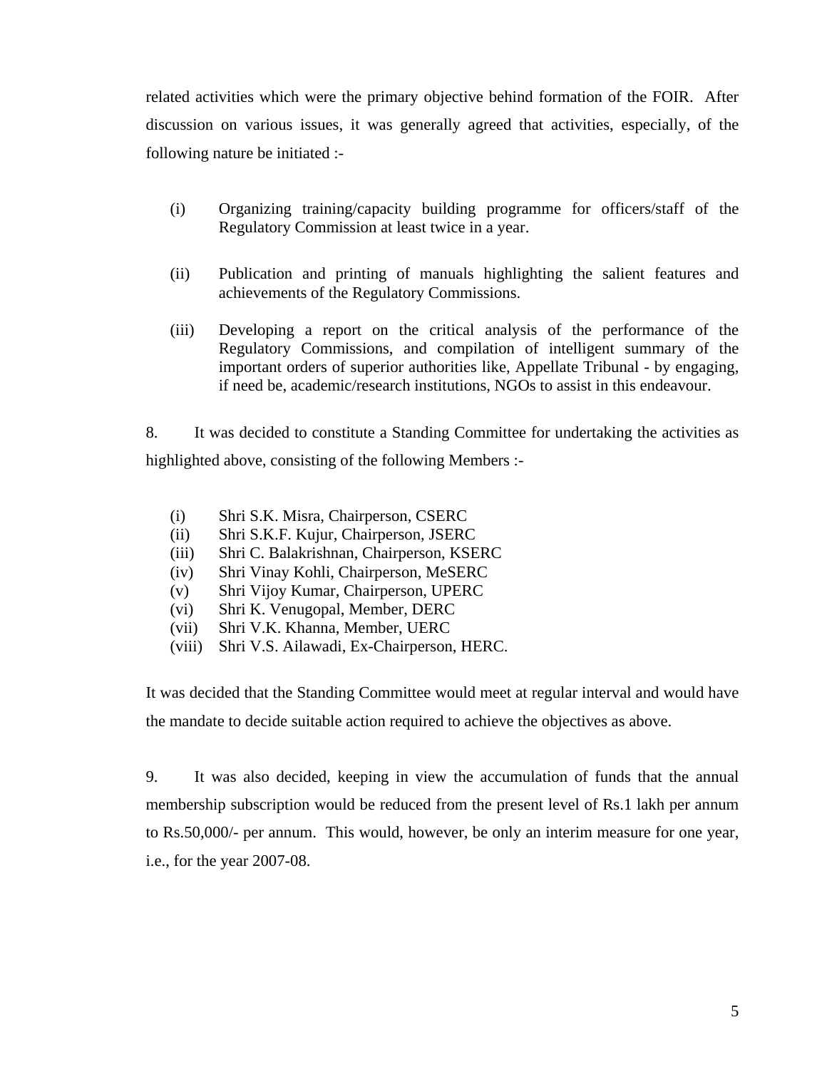related activities which were the primary objective behind formation of the FOIR. After discussion on various issues, it was generally agreed that activities, especially, of the following nature be initiated :-

(i) Organizing training/capacity building programme for officers/staff of the Regulatory Commission at least twice in a year.

(ii) Publication and printing of manuals highlighting the salient features and achievements of the Regulatory Commissions.

(iii) Developing a report on the critical analysis of the performance of the Regulatory Commissions, and compilation of intelligent summary of the important orders of superior authorities like, Appellate Tribunal - by engaging, if need be, academic/research institutions, NGOs to assist in this endeavour.

8. It was decided to constitute a Standing Committee for undertaking the activities as highlighted above, consisting of the following Members :-

(i) Shri S.K. Misra, Chairperson, CSERC
(ii) Shri S.K.F. Kujur, Chairperson, JSERC
(iii) Shri C. Balakrishnan, Chairperson, KSERC
(iv) Shri Vinay Kohli, Chairperson, MeSERC
(v) Shri Vijoy Kumar, Chairperson, UPERC
(vi) Shri K. Venugopal, Member, DERC
(vii) Shri V.K. Khanna, Member, UERC
(viii) Shri V.S. Ailawadi, Ex-Chairperson, HERC.

It was decided that the Standing Committee would meet at regular interval and would have the mandate to decide suitable action required to achieve the objectives as above.

9. It was also decided, keeping in view the accumulation of funds that the annual membership subscription would be reduced from the present level of Rs.1 lakh per annum to Rs.50,000/- per annum. This would, however, be only an interim measure for one year, i.e., for the year 2007-08.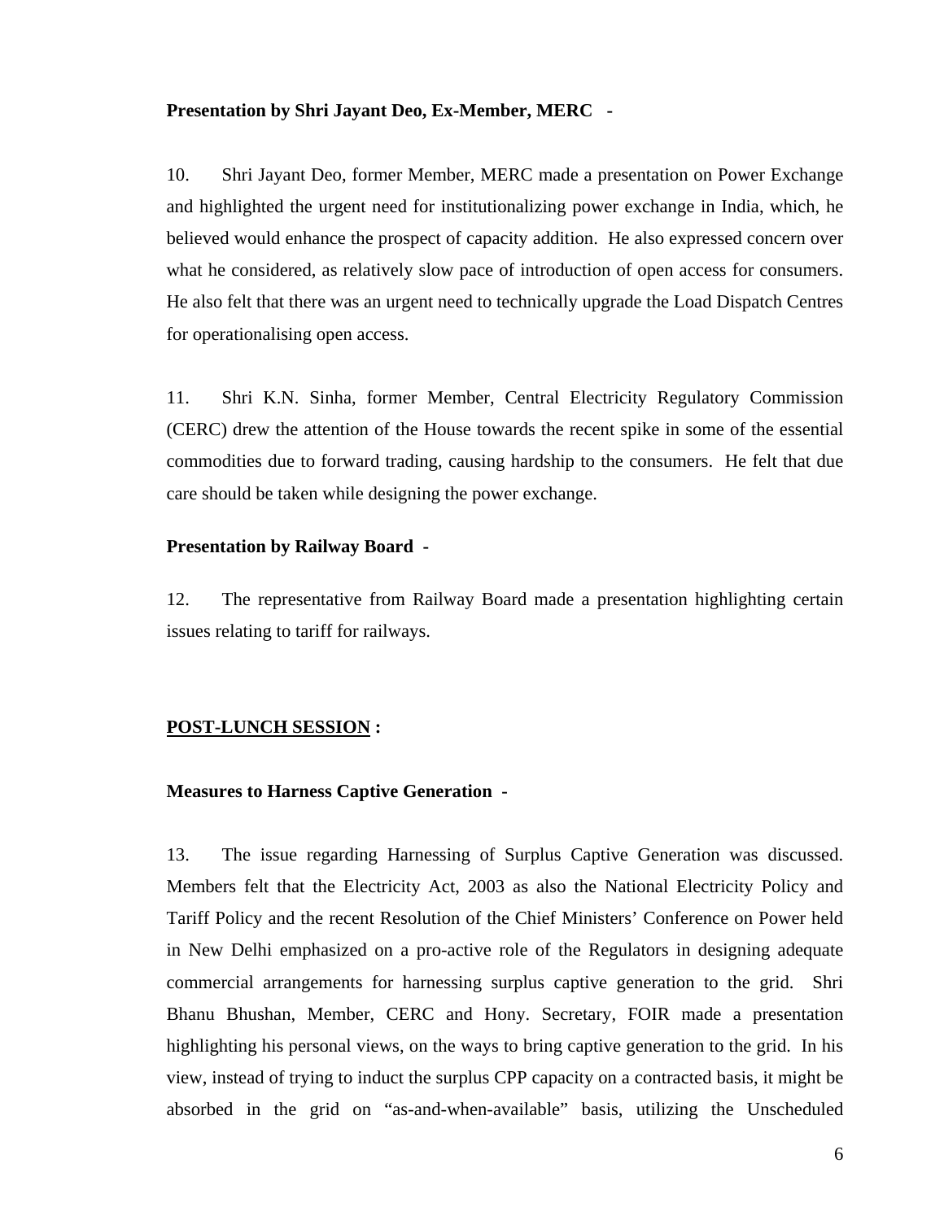**Presentation by Shri Jayant Deo, Ex-Member, MERC -**

10. Shri Jayant Deo, former Member, MERC made a presentation on Power Exchange and highlighted the urgent need for institutionalizing power exchange in India, which, he believed would enhance the prospect of capacity addition. He also expressed concern over what he considered, as relatively slow pace of introduction of open access for consumers. He also felt that there was an urgent need to technically upgrade the Load Dispatch Centres for operationalising open access.

11. Shri K.N. Sinha, former Member, Central Electricity Regulatory Commission (CERC) drew the attention of the House towards the recent spike in some of the essential commodities due to forward trading, causing hardship to the consumers. He felt that due care should be taken while designing the power exchange.

**Presentation by Railway Board -**

12. The representative from Railway Board made a presentation highlighting certain issues relating to tariff for railways.

**<u>POST-LUNCH SESSION</u> :**

**Measures to Harness Captive Generation -**

13. The issue regarding Harnessing of Surplus Captive Generation was discussed. Members felt that the Electricity Act, 2003 as also the National Electricity Policy and Tariff Policy and the recent Resolution of the Chief Ministers' Conference on Power held in New Delhi emphasized on a pro-active role of the Regulators in designing adequate commercial arrangements for harnessing surplus captive generation to the grid. Shri Bhanu Bhushan, Member, CERC and Hony. Secretary, FOIR made a presentation highlighting his personal views, on the ways to bring captive generation to the grid. In his view, instead of trying to induct the surplus CPP capacity on a contracted basis, it might be absorbed in the grid on "as-and-when-available" basis, utilizing the Unscheduled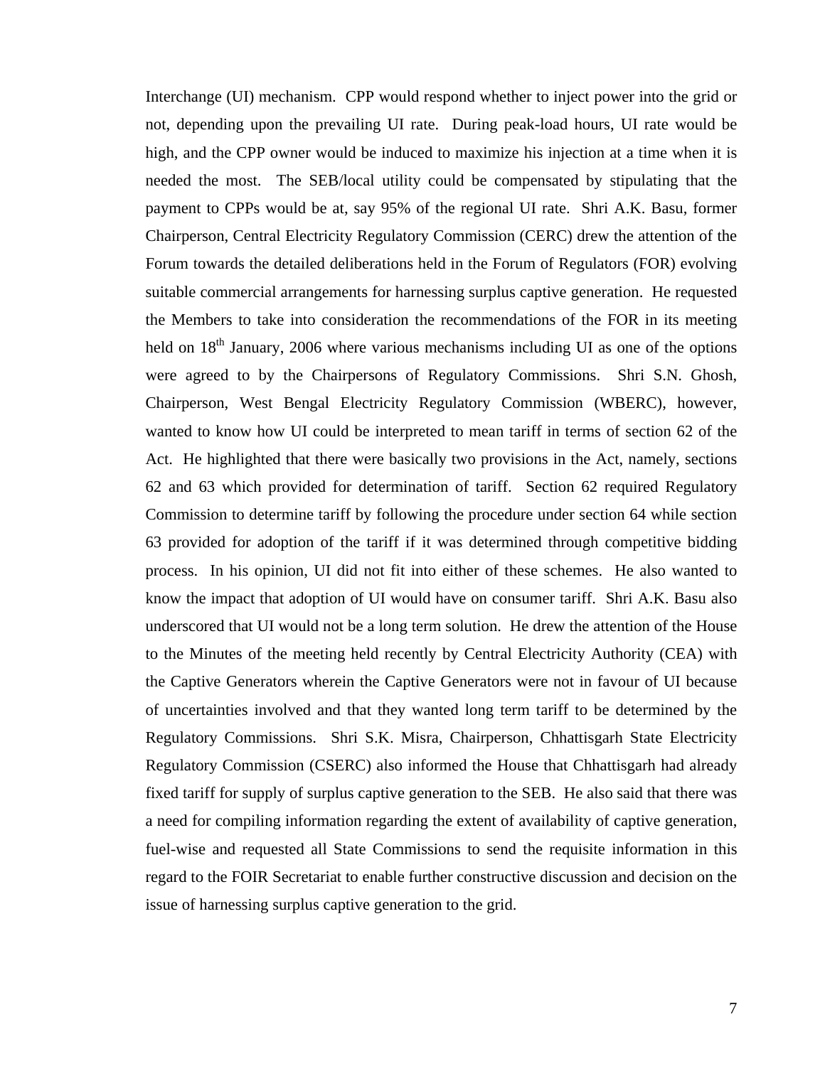Interchange (UI) mechanism. CPP would respond whether to inject power into the grid or not, depending upon the prevailing UI rate. During peak-load hours, UI rate would be high, and the CPP owner would be induced to maximize his injection at a time when it is needed the most. The SEB/local utility could be compensated by stipulating that the payment to CPPs would be at, say 95% of the regional UI rate. Shri A.K. Basu, former Chairperson, Central Electricity Regulatory Commission (CERC) drew the attention of the Forum towards the detailed deliberations held in the Forum of Regulators (FOR) evolving suitable commercial arrangements for harnessing surplus captive generation. He requested the Members to take into consideration the recommendations of the FOR in its meeting held on 18th January, 2006 where various mechanisms including UI as one of the options were agreed to by the Chairpersons of Regulatory Commissions. Shri S.N. Ghosh, Chairperson, West Bengal Electricity Regulatory Commission (WBERC), however, wanted to know how UI could be interpreted to mean tariff in terms of section 62 of the Act. He highlighted that there were basically two provisions in the Act, namely, sections 62 and 63 which provided for determination of tariff. Section 62 required Regulatory Commission to determine tariff by following the procedure under section 64 while section 63 provided for adoption of the tariff if it was determined through competitive bidding process. In his opinion, UI did not fit into either of these schemes. He also wanted to know the impact that adoption of UI would have on consumer tariff. Shri A.K. Basu also underscored that UI would not be a long term solution. He drew the attention of the House to the Minutes of the meeting held recently by Central Electricity Authority (CEA) with the Captive Generators wherein the Captive Generators were not in favour of UI because of uncertainties involved and that they wanted long term tariff to be determined by the Regulatory Commissions. Shri S.K. Misra, Chairperson, Chhattisgarh State Electricity Regulatory Commission (CSERC) also informed the House that Chhattisgarh had already fixed tariff for supply of surplus captive generation to the SEB. He also said that there was a need for compiling information regarding the extent of availability of captive generation, fuel-wise and requested all State Commissions to send the requisite information in this regard to the FOIR Secretariat to enable further constructive discussion and decision on the issue of harnessing surplus captive generation to the grid.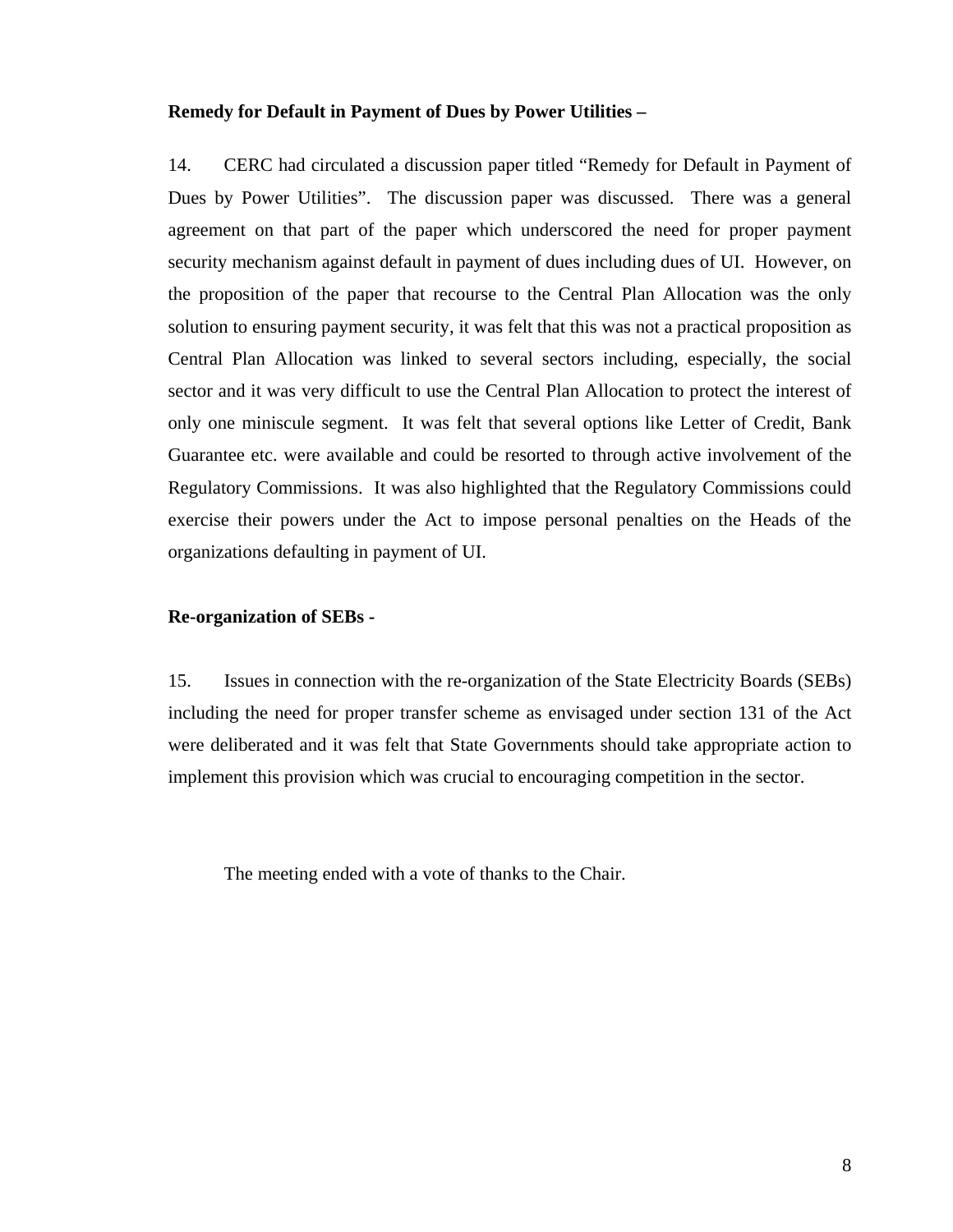**Remedy for Default in Payment of Dues by Power Utilities –**

14. CERC had circulated a discussion paper titled "Remedy for Default in Payment of Dues by Power Utilities". The discussion paper was discussed. There was a general agreement on that part of the paper which underscored the need for proper payment security mechanism against default in payment of dues including dues of UI. However, on the proposition of the paper that recourse to the Central Plan Allocation was the only solution to ensuring payment security, it was felt that this was not a practical proposition as Central Plan Allocation was linked to several sectors including, especially, the social sector and it was very difficult to use the Central Plan Allocation to protect the interest of only one miniscule segment. It was felt that several options like Letter of Credit, Bank Guarantee etc. were available and could be resorted to through active involvement of the Regulatory Commissions. It was also highlighted that the Regulatory Commissions could exercise their powers under the Act to impose personal penalties on the Heads of the organizations defaulting in payment of UI.

**Re-organization of SEBs -**

15. Issues in connection with the re-organization of the State Electricity Boards (SEBs) including the need for proper transfer scheme as envisaged under section 131 of the Act were deliberated and it was felt that State Governments should take appropriate action to implement this provision which was crucial to encouraging competition in the sector.

The meeting ended with a vote of thanks to the Chair.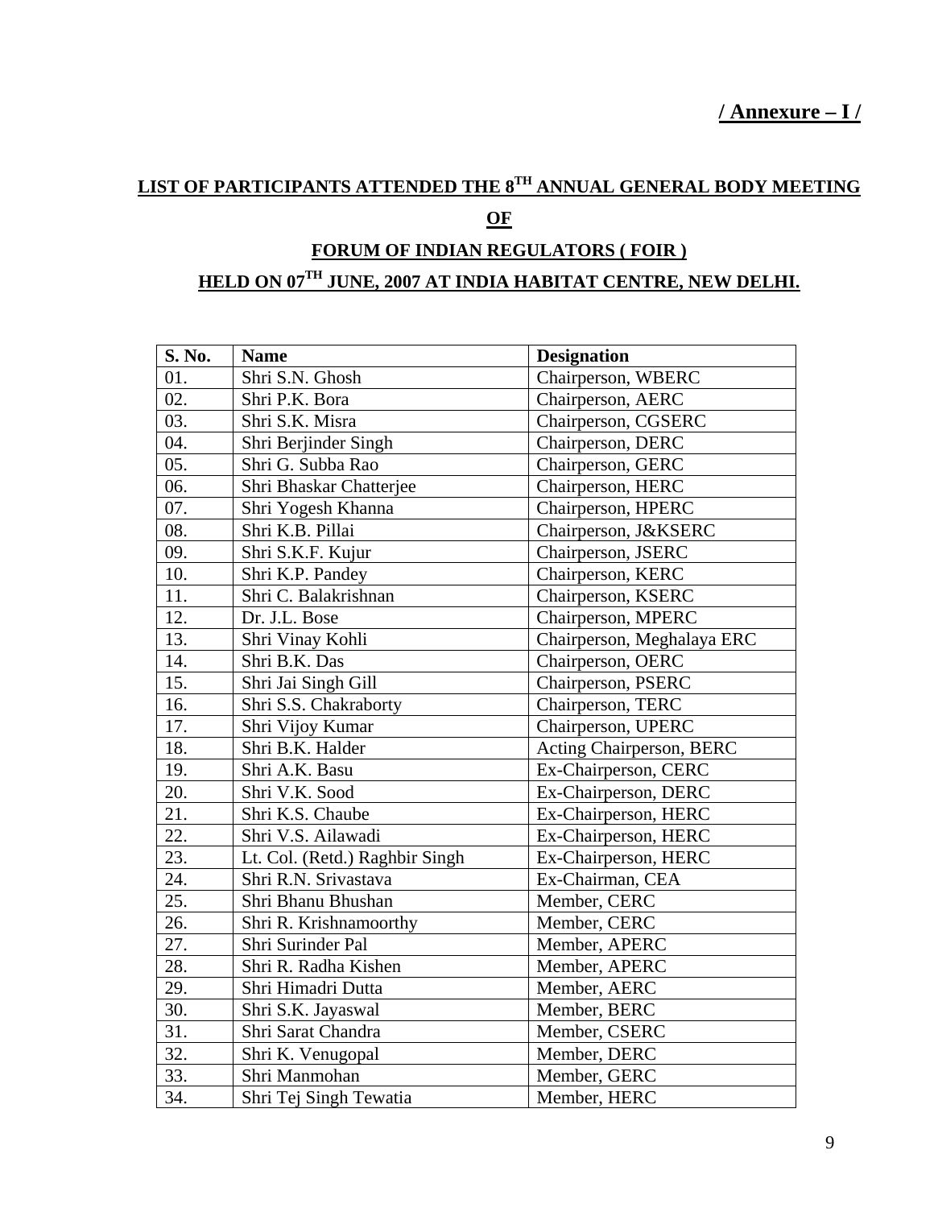**/ Annexure – I /**

## LIST OF PARTICIPANTS ATTENDED THE 8TH ANNUAL GENERAL BODY MEETING OF FORUM OF INDIAN REGULATORS ( FOIR ) HELD ON 07TH JUNE, 2007 AT INDIA HABITAT CENTRE, NEW DELHI.

| S. No. | Name | Designation |
|---|---|---|
| 01. | Shri S.N. Ghosh | Chairperson, WBERC |
| 02. | Shri P.K. Bora | Chairperson, AERC |
| 03. | Shri S.K. Misra | Chairperson, CGSERC |
| 04. | Shri Berjinder Singh | Chairperson, DERC |
| 05. | Shri G. Subba Rao | Chairperson, GERC |
| 06. | Shri Bhaskar Chatterjee | Chairperson, HERC |
| 07. | Shri Yogesh Khanna | Chairperson, HPERC |
| 08. | Shri K.B. Pillai | Chairperson, J&KSERC |
| 09. | Shri S.K.F. Kujur | Chairperson, JSERC |
| 10. | Shri K.P. Pandey | Chairperson, KERC |
| 11. | Shri C. Balakrishnan | Chairperson, KSERC |
| 12. | Dr. J.L. Bose | Chairperson, MPERC |
| 13. | Shri Vinay Kohli | Chairperson, Meghalaya ERC |
| 14. | Shri B.K. Das | Chairperson, OERC |
| 15. | Shri Jai Singh Gill | Chairperson, PSERC |
| 16. | Shri S.S. Chakraborty | Chairperson, TERC |
| 17. | Shri Vijoy Kumar | Chairperson, UPERC |
| 18. | Shri B.K. Halder | Acting Chairperson, BERC |
| 19. | Shri A.K. Basu | Ex-Chairperson, CERC |
| 20. | Shri V.K. Sood | Ex-Chairperson, DERC |
| 21. | Shri K.S. Chaube | Ex-Chairperson, HERC |
| 22. | Shri V.S. Ailawadi | Ex-Chairperson, HERC |
| 23. | Lt. Col. (Retd.) Raghbir Singh | Ex-Chairperson, HERC |
| 24. | Shri R.N. Srivastava | Ex-Chairman, CEA |
| 25. | Shri Bhanu Bhushan | Member, CERC |
| 26. | Shri R. Krishnamoorthy | Member, CERC |
| 27. | Shri Surinder Pal | Member, APERC |
| 28. | Shri R. Radha Kishen | Member, APERC |
| 29. | Shri Himadri Dutta | Member, AERC |
| 30. | Shri S.K. Jayaswal | Member, BERC |
| 31. | Shri Sarat Chandra | Member, CSERC |
| 32. | Shri K. Venugopal | Member, DERC |
| 33. | Shri Manmohan | Member, GERC |
| 34. | Shri Tej Singh Tewatia | Member, HERC |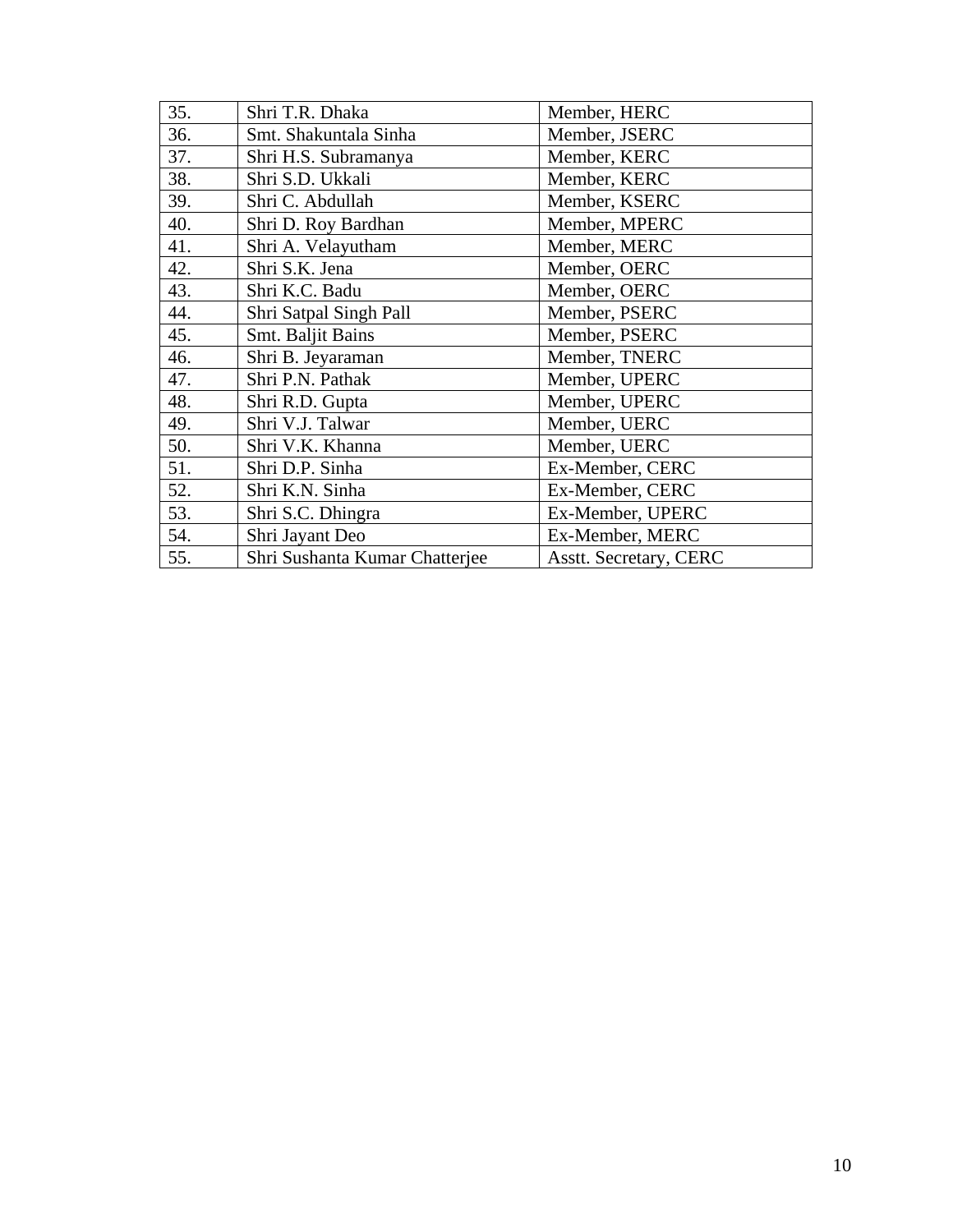| | | |
|---|---|---|
| 35. | Shri T.R. Dhaka | Member, HERC |
| 36. | Smt. Shakuntala Sinha | Member, JSERC |
| 37. | Shri H.S. Subramanya | Member, KERC |
| 38. | Shri S.D. Ukkali | Member, KERC |
| 39. | Shri C. Abdullah | Member, KSERC |
| 40. | Shri D. Roy Bardhan | Member, MPERC |
| 41. | Shri A. Velayutham | Member, MERC |
| 42. | Shri S.K. Jena | Member, OERC |
| 43. | Shri K.C. Badu | Member, OERC |
| 44. | Shri Satpal Singh Pall | Member, PSERC |
| 45. | Smt. Baljit Bains | Member, PSERC |
| 46. | Shri B. Jeyaraman | Member, TNERC |
| 47. | Shri P.N. Pathak | Member, UPERC |
| 48. | Shri R.D. Gupta | Member, UPERC |
| 49. | Shri V.J. Talwar | Member, UERC |
| 50. | Shri V.K. Khanna | Member, UERC |
| 51. | Shri D.P. Sinha | Ex-Member, CERC |
| 52. | Shri K.N. Sinha | Ex-Member, CERC |
| 53. | Shri S.C. Dhingra | Ex-Member, UPERC |
| 54. | Shri Jayant Deo | Ex-Member, MERC |
| 55. | Shri Sushanta Kumar Chatterjee | Asstt. Secretary, CERC |